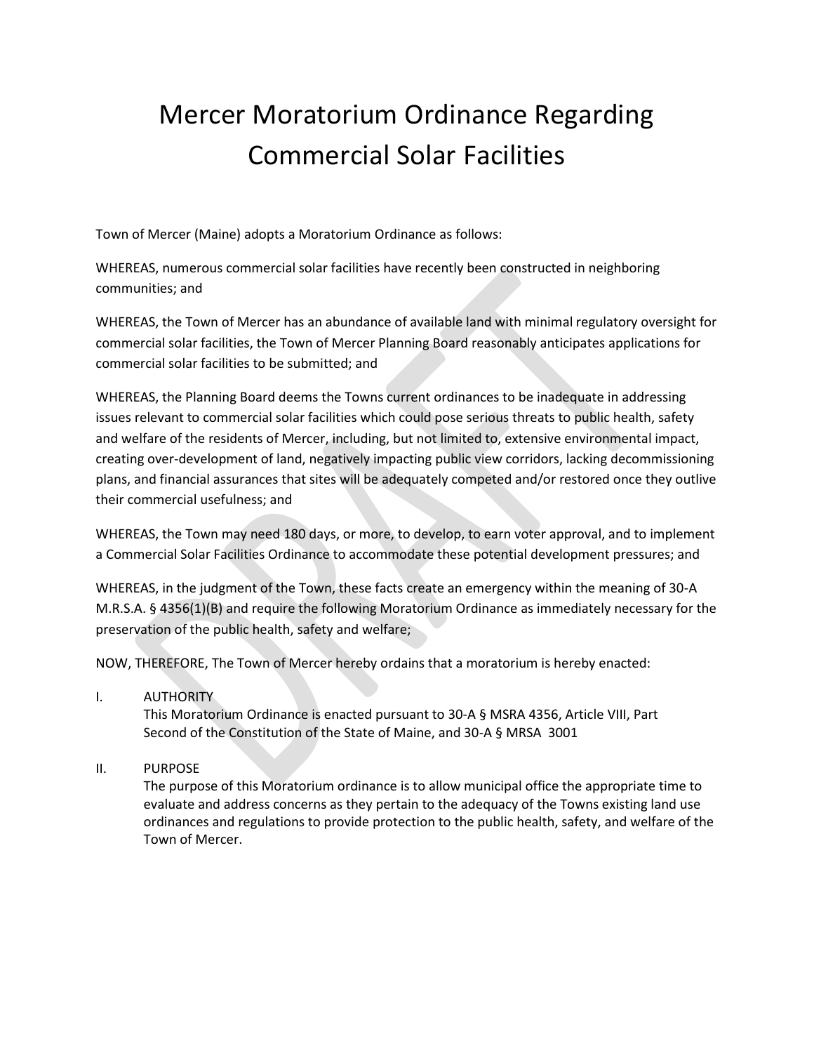# Mercer Moratorium Ordinance Regarding Commercial Solar Facilities

Town of Mercer (Maine) adopts a Moratorium Ordinance as follows:

WHEREAS, numerous commercial solar facilities have recently been constructed in neighboring communities; and

WHEREAS, the Town of Mercer has an abundance of available land with minimal regulatory oversight for commercial solar facilities, the Town of Mercer Planning Board reasonably anticipates applications for commercial solar facilities to be submitted; and

WHEREAS, the Planning Board deems the Towns current ordinances to be inadequate in addressing issues relevant to commercial solar facilities which could pose serious threats to public health, safety and welfare of the residents of Mercer, including, but not limited to, extensive environmental impact, creating over-development of land, negatively impacting public view corridors, lacking decommissioning plans, and financial assurances that sites will be adequately competed and/or restored once they outlive their commercial usefulness; and

WHEREAS, the Town may need 180 days, or more, to develop, to earn voter approval, and to implement a Commercial Solar Facilities Ordinance to accommodate these potential development pressures; and

WHEREAS, in the judgment of the Town, these facts create an emergency within the meaning of 30-A M.R.S.A. § 4356(1)(B) and require the following Moratorium Ordinance as immediately necessary for the preservation of the public health, safety and welfare;

NOW, THEREFORE, The Town of Mercer hereby ordains that a moratorium is hereby enacted:

I. AUTHORITY
This Moratorium Ordinance is enacted pursuant to 30-A § MSRA 4356, Article VIII, Part Second of the Constitution of the State of Maine, and 30-A § MRSA 3001

II. PURPOSE
The purpose of this Moratorium ordinance is to allow municipal office the appropriate time to evaluate and address concerns as they pertain to the adequacy of the Towns existing land use ordinances and regulations to provide protection to the public health, safety, and welfare of the Town of Mercer.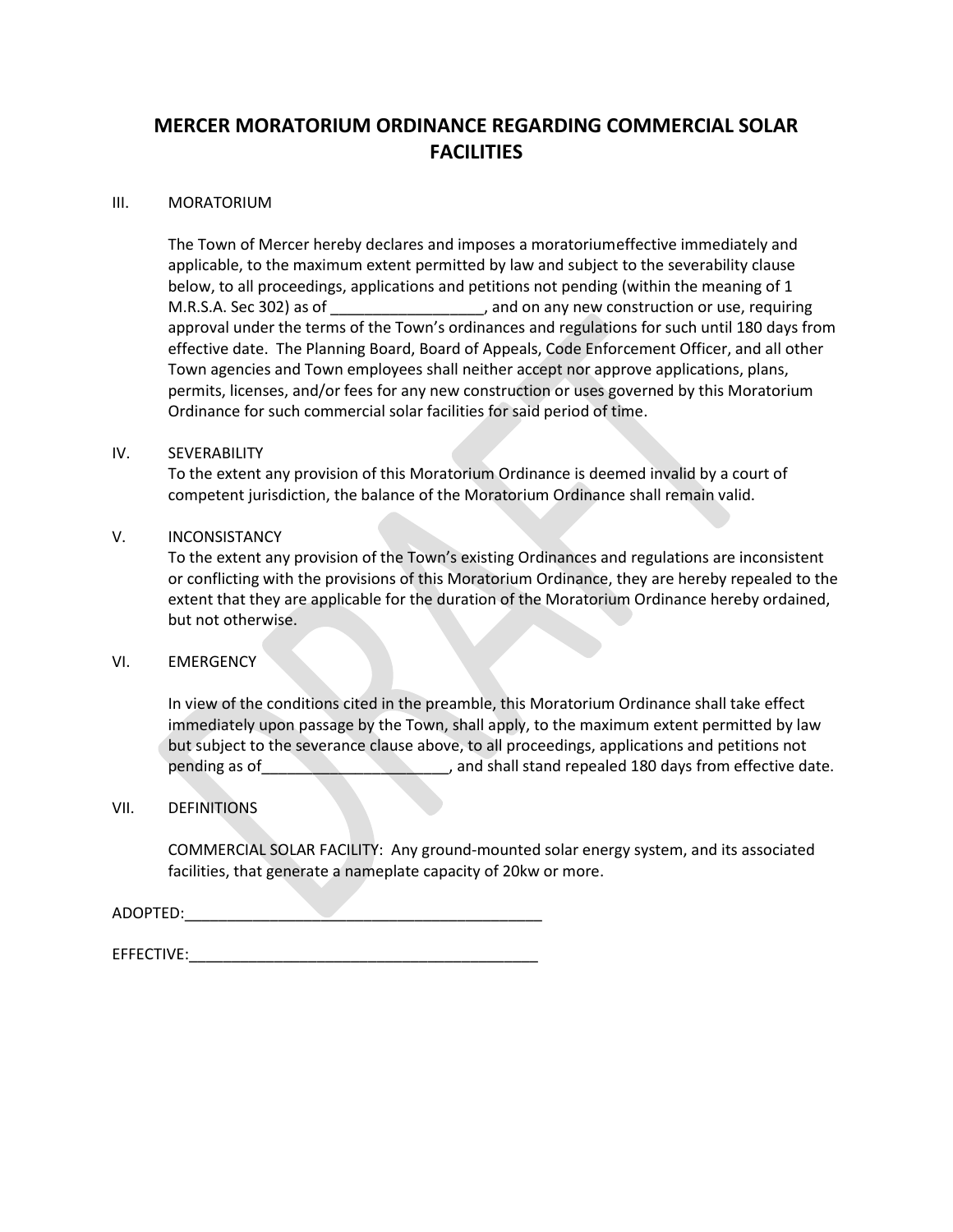# MERCER MORATORIUM ORDINANCE REGARDING COMMERCIAL SOLAR FACILITIES

III. MORATORIUM

The Town of Mercer hereby declares and imposes a moratoriumeffective immediately and applicable, to the maximum extent permitted by law and subject to the severability clause below, to all proceedings, applications and petitions not pending (within the meaning of 1 M.R.S.A. Sec 302) as of __________________, and on any new construction or use, requiring approval under the terms of the Town's ordinances and regulations for such until 180 days from effective date. The Planning Board, Board of Appeals, Code Enforcement Officer, and all other Town agencies and Town employees shall neither accept nor approve applications, plans, permits, licenses, and/or fees for any new construction or uses governed by this Moratorium Ordinance for such commercial solar facilities for said period of time.

IV. SEVERABILITY

To the extent any provision of this Moratorium Ordinance is deemed invalid by a court of competent jurisdiction, the balance of the Moratorium Ordinance shall remain valid.

V. INCONSISTANCY

To the extent any provision of the Town's existing Ordinances and regulations are inconsistent or conflicting with the provisions of this Moratorium Ordinance, they are hereby repealed to the extent that they are applicable for the duration of the Moratorium Ordinance hereby ordained, but not otherwise.

VI. EMERGENCY

In view of the conditions cited in the preamble, this Moratorium Ordinance shall take effect immediately upon passage by the Town, shall apply, to the maximum extent permitted by law but subject to the severance clause above, to all proceedings, applications and petitions not pending as of______________________, and shall stand repealed 180 days from effective date.

VII. DEFINITIONS

COMMERCIAL SOLAR FACILITY: Any ground-mounted solar energy system, and its associated facilities, that generate a nameplate capacity of 20kw or more.

ADOPTED:___________________________________________

EFFECTIVE:__________________________________________